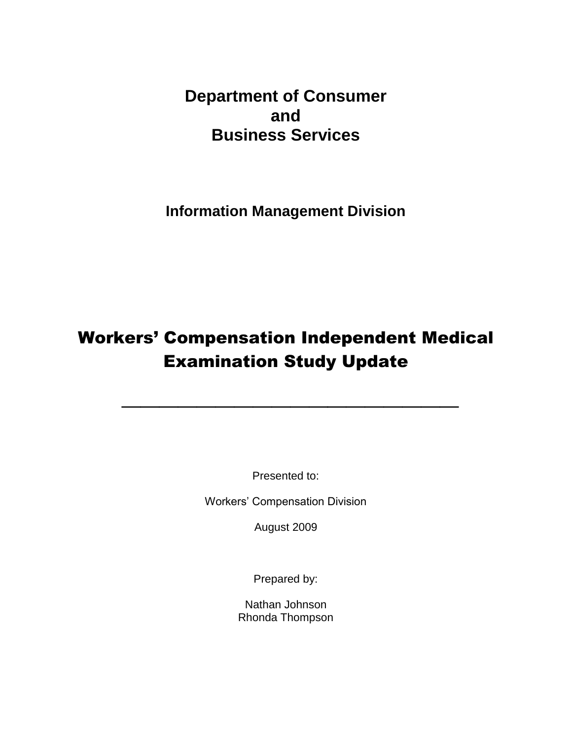# Department of Consumer and Business Services

## Information Management Division

# Workers' Compensation Independent Medical Examination Study Update

---

Presented to:

Workers' Compensation Division

August 2009

Prepared by:

Nathan Johnson
Rhonda Thompson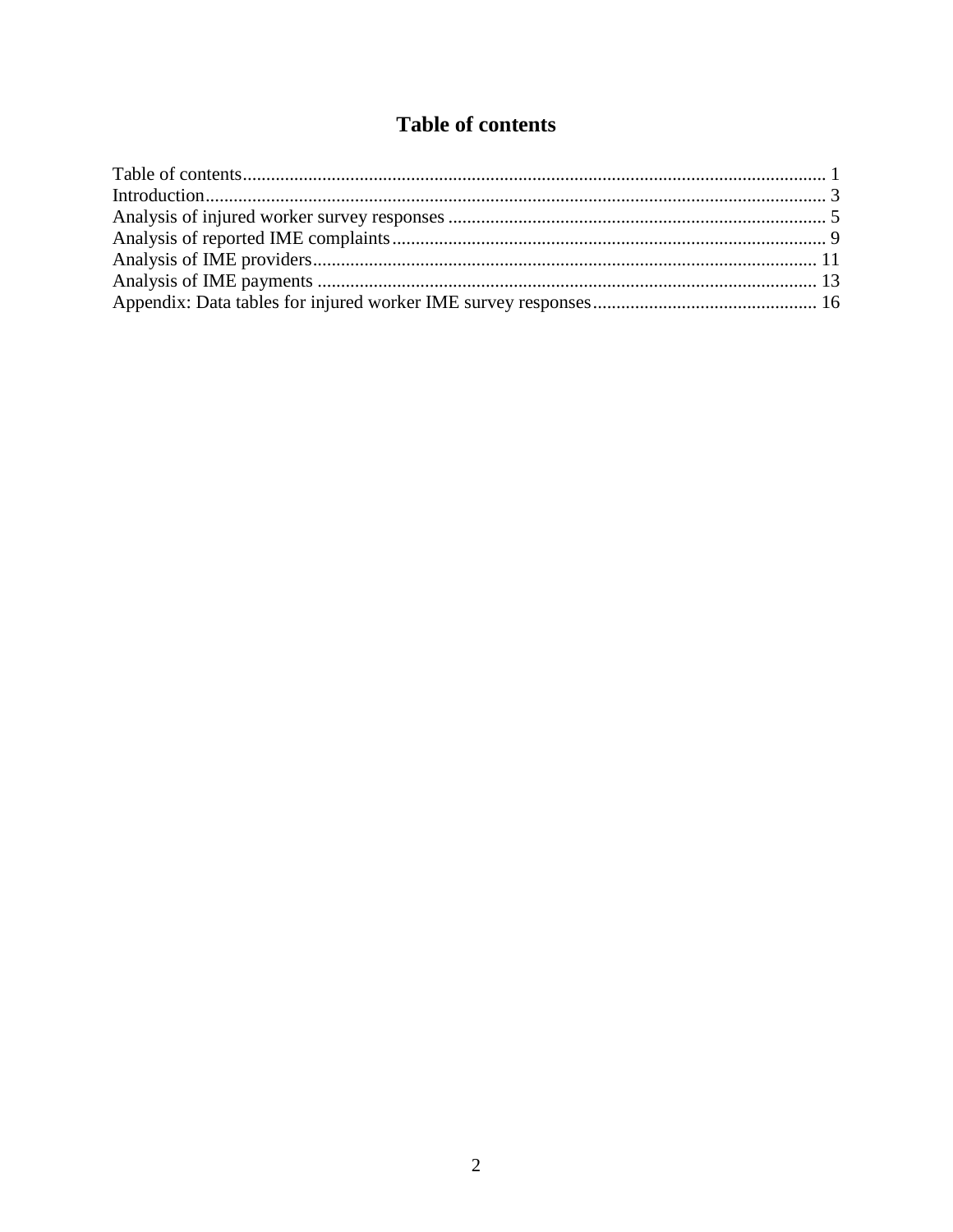# Table of contents

Table of contents........................................................................................................................... 1
Introduction................................................................................................................................... 3
Analysis of injured worker survey responses ................................................................................ 5
Analysis of reported IME complaints............................................................................................ 9
Analysis of IME providers........................................................................................................... 11
Analysis of IME payments .......................................................................................................... 13
Appendix: Data tables for injured worker IME survey responses................................................ 16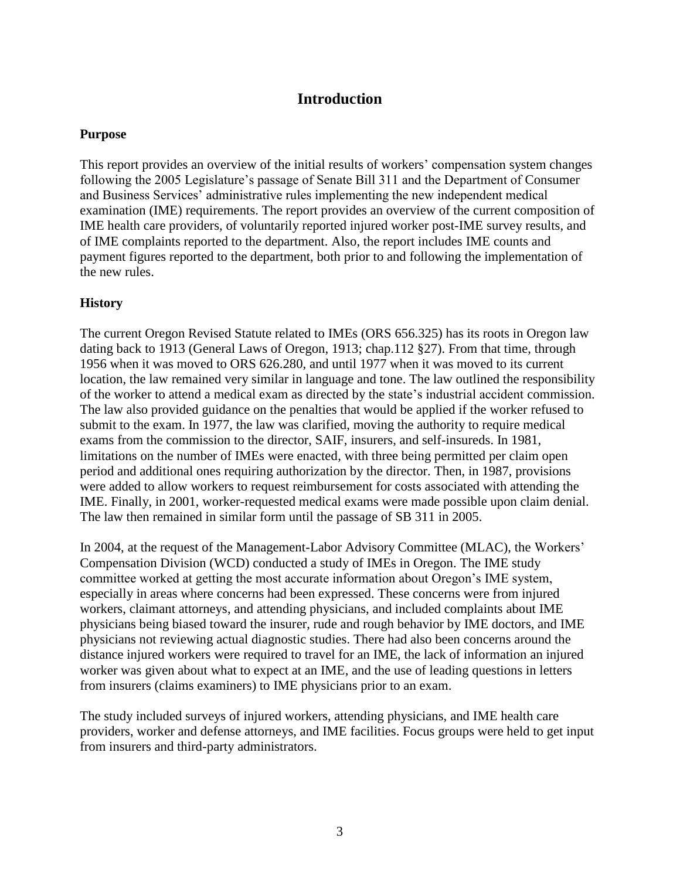# Introduction

## Purpose

This report provides an overview of the initial results of workers' compensation system changes following the 2005 Legislature's passage of Senate Bill 311 and the Department of Consumer and Business Services' administrative rules implementing the new independent medical examination (IME) requirements. The report provides an overview of the current composition of IME health care providers, of voluntarily reported injured worker post-IME survey results, and of IME complaints reported to the department. Also, the report includes IME counts and payment figures reported to the department, both prior to and following the implementation of the new rules.

## History

The current Oregon Revised Statute related to IMEs (ORS 656.325) has its roots in Oregon law dating back to 1913 (General Laws of Oregon, 1913; chap.112 §27). From that time, through 1956 when it was moved to ORS 626.280, and until 1977 when it was moved to its current location, the law remained very similar in language and tone. The law outlined the responsibility of the worker to attend a medical exam as directed by the state's industrial accident commission. The law also provided guidance on the penalties that would be applied if the worker refused to submit to the exam. In 1977, the law was clarified, moving the authority to require medical exams from the commission to the director, SAIF, insurers, and self-insureds. In 1981, limitations on the number of IMEs were enacted, with three being permitted per claim open period and additional ones requiring authorization by the director. Then, in 1987, provisions were added to allow workers to request reimbursement for costs associated with attending the IME. Finally, in 2001, worker-requested medical exams were made possible upon claim denial. The law then remained in similar form until the passage of SB 311 in 2005.

In 2004, at the request of the Management-Labor Advisory Committee (MLAC), the Workers' Compensation Division (WCD) conducted a study of IMEs in Oregon. The IME study committee worked at getting the most accurate information about Oregon's IME system, especially in areas where concerns had been expressed. These concerns were from injured workers, claimant attorneys, and attending physicians, and included complaints about IME physicians being biased toward the insurer, rude and rough behavior by IME doctors, and IME physicians not reviewing actual diagnostic studies. There had also been concerns around the distance injured workers were required to travel for an IME, the lack of information an injured worker was given about what to expect at an IME, and the use of leading questions in letters from insurers (claims examiners) to IME physicians prior to an exam.

The study included surveys of injured workers, attending physicians, and IME health care providers, worker and defense attorneys, and IME facilities. Focus groups were held to get input from insurers and third-party administrators.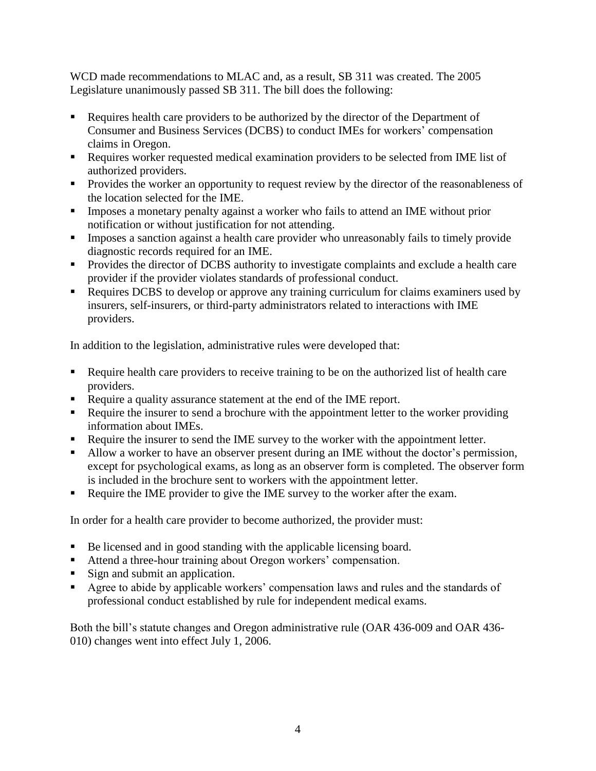WCD made recommendations to MLAC and, as a result, SB 311 was created. The 2005 Legislature unanimously passed SB 311. The bill does the following:

- Requires health care providers to be authorized by the director of the Department of Consumer and Business Services (DCBS) to conduct IMEs for workers' compensation claims in Oregon.
- Requires worker requested medical examination providers to be selected from IME list of authorized providers.
- Provides the worker an opportunity to request review by the director of the reasonableness of the location selected for the IME.
- Imposes a monetary penalty against a worker who fails to attend an IME without prior notification or without justification for not attending.
- Imposes a sanction against a health care provider who unreasonably fails to timely provide diagnostic records required for an IME.
- Provides the director of DCBS authority to investigate complaints and exclude a health care provider if the provider violates standards of professional conduct.
- Requires DCBS to develop or approve any training curriculum for claims examiners used by insurers, self-insurers, or third-party administrators related to interactions with IME providers.

In addition to the legislation, administrative rules were developed that:

- Require health care providers to receive training to be on the authorized list of health care providers.
- Require a quality assurance statement at the end of the IME report.
- Require the insurer to send a brochure with the appointment letter to the worker providing information about IMEs.
- Require the insurer to send the IME survey to the worker with the appointment letter.
- Allow a worker to have an observer present during an IME without the doctor's permission, except for psychological exams, as long as an observer form is completed. The observer form is included in the brochure sent to workers with the appointment letter.
- Require the IME provider to give the IME survey to the worker after the exam.

In order for a health care provider to become authorized, the provider must:

- Be licensed and in good standing with the applicable licensing board.
- Attend a three-hour training about Oregon workers' compensation.
- Sign and submit an application.
- Agree to abide by applicable workers' compensation laws and rules and the standards of professional conduct established by rule for independent medical exams.

Both the bill's statute changes and Oregon administrative rule (OAR 436-009 and OAR 436-010) changes went into effect July 1, 2006.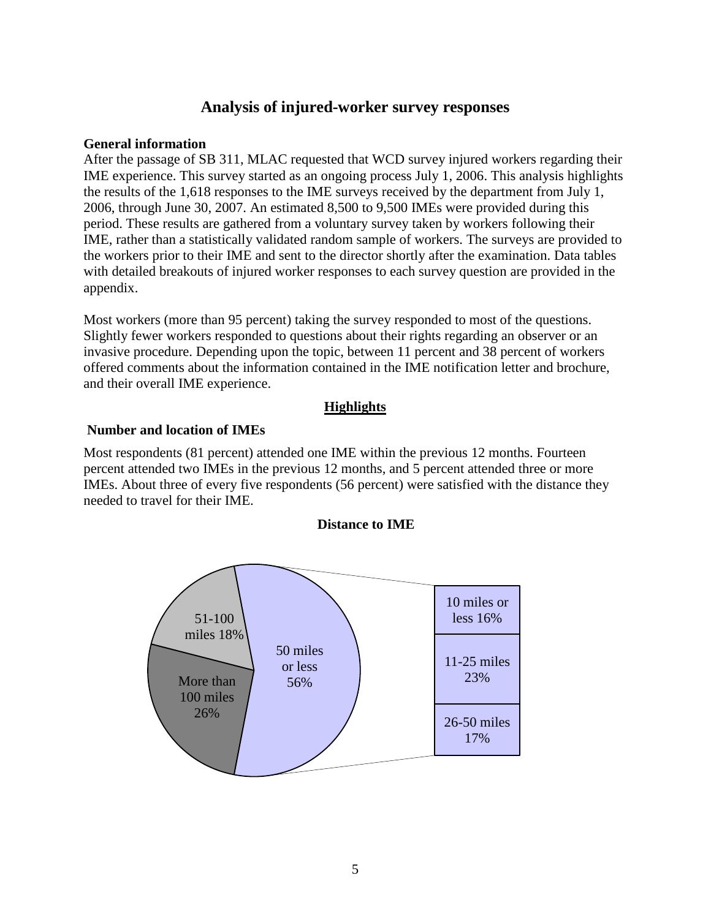## Analysis of injured-worker survey responses

**General information**

After the passage of SB 311, MLAC requested that WCD survey injured workers regarding their IME experience. This survey started as an ongoing process July 1, 2006. This analysis highlights the results of the 1,618 responses to the IME surveys received by the department from July 1, 2006, through June 30, 2007. An estimated 8,500 to 9,500 IMEs were provided during this period. These results are gathered from a voluntary survey taken by workers following their IME, rather than a statistically validated random sample of workers. The surveys are provided to the workers prior to their IME and sent to the director shortly after the examination. Data tables with detailed breakouts of injured worker responses to each survey question are provided in the appendix.

Most workers (more than 95 percent) taking the survey responded to most of the questions. Slightly fewer workers responded to questions about their rights regarding an observer or an invasive procedure. Depending upon the topic, between 11 percent and 38 percent of workers offered comments about the information contained in the IME notification letter and brochure, and their overall IME experience.

### Highlights

**Number and location of IMEs**

Most respondents (81 percent) attended one IME within the previous 12 months. Fourteen percent attended two IMEs in the previous 12 months, and 5 percent attended three or more IMEs. About three of every five respondents (56 percent) were satisfied with the distance they needed to travel for their IME.

**Distance to IME**

| Distance | Percent |
| --- | --- |
| 50 miles or less | 56% |
| — 10 miles or less | 16% |
| — 11-25 miles | 23% |
| — 26-50 miles | 17% |
| 51-100 miles | 18% |
| More than 100 miles | 26% |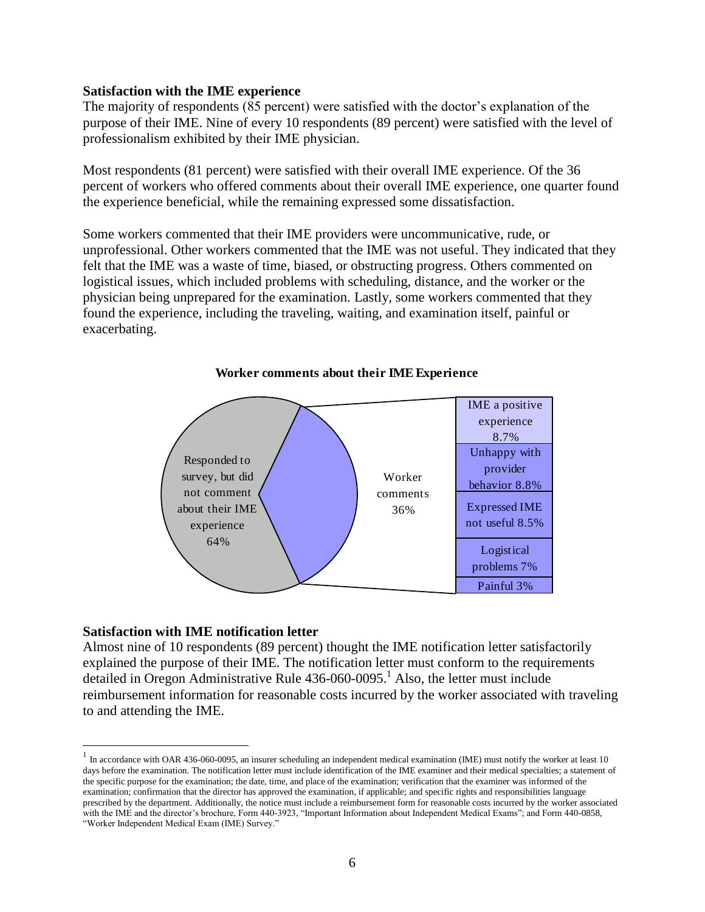**Satisfaction with the IME experience**

The majority of respondents (85 percent) were satisfied with the doctor's explanation of the purpose of their IME. Nine of every 10 respondents (89 percent) were satisfied with the level of professionalism exhibited by their IME physician.

Most respondents (81 percent) were satisfied with their overall IME experience. Of the 36 percent of workers who offered comments about their overall IME experience, one quarter found the experience beneficial, while the remaining expressed some dissatisfaction.

Some workers commented that their IME providers were uncommunicative, rude, or unprofessional. Other workers commented that the IME was not useful. They indicated that they felt that the IME was a waste of time, biased, or obstructing progress. Others commented on logistical issues, which included problems with scheduling, distance, and the worker or the physician being unprepared for the examination. Lastly, some workers commented that they found the experience, including the traveling, waiting, and examination itself, painful or exacerbating.

**Worker comments about their IME Experience**

| Category | Percent |
|---|---|
| Responded to survey, but did not comment about their IME experience | 64% |
| Worker comments | 36% |
| IME a positive experience | 8.7% |
| Unhappy with provider behavior | 8.8% |
| Expressed IME not useful | 8.5% |
| Logistical problems | 7% |
| Painful | 3% |

**Satisfaction with IME notification letter**

Almost nine of 10 respondents (89 percent) thought the IME notification letter satisfactorily explained the purpose of their IME. The notification letter must conform to the requirements detailed in Oregon Administrative Rule 436-060-0095.[1] Also, the letter must include reimbursement information for reasonable costs incurred by the worker associated with traveling to and attending the IME.

[1] In accordance with OAR 436-060-0095, an insurer scheduling an independent medical examination (IME) must notify the worker at least 10 days before the examination. The notification letter must include identification of the IME examiner and their medical specialties; a statement of the specific purpose for the examination; the date, time, and place of the examination; verification that the examiner was informed of the examination; confirmation that the director has approved the examination, if applicable; and specific rights and responsibilities language prescribed by the department. Additionally, the notice must include a reimbursement form for reasonable costs incurred by the worker associated with the IME and the director's brochure, Form 440-3923, "Important Information about Independent Medical Exams"; and Form 440-0858, "Worker Independent Medical Exam (IME) Survey."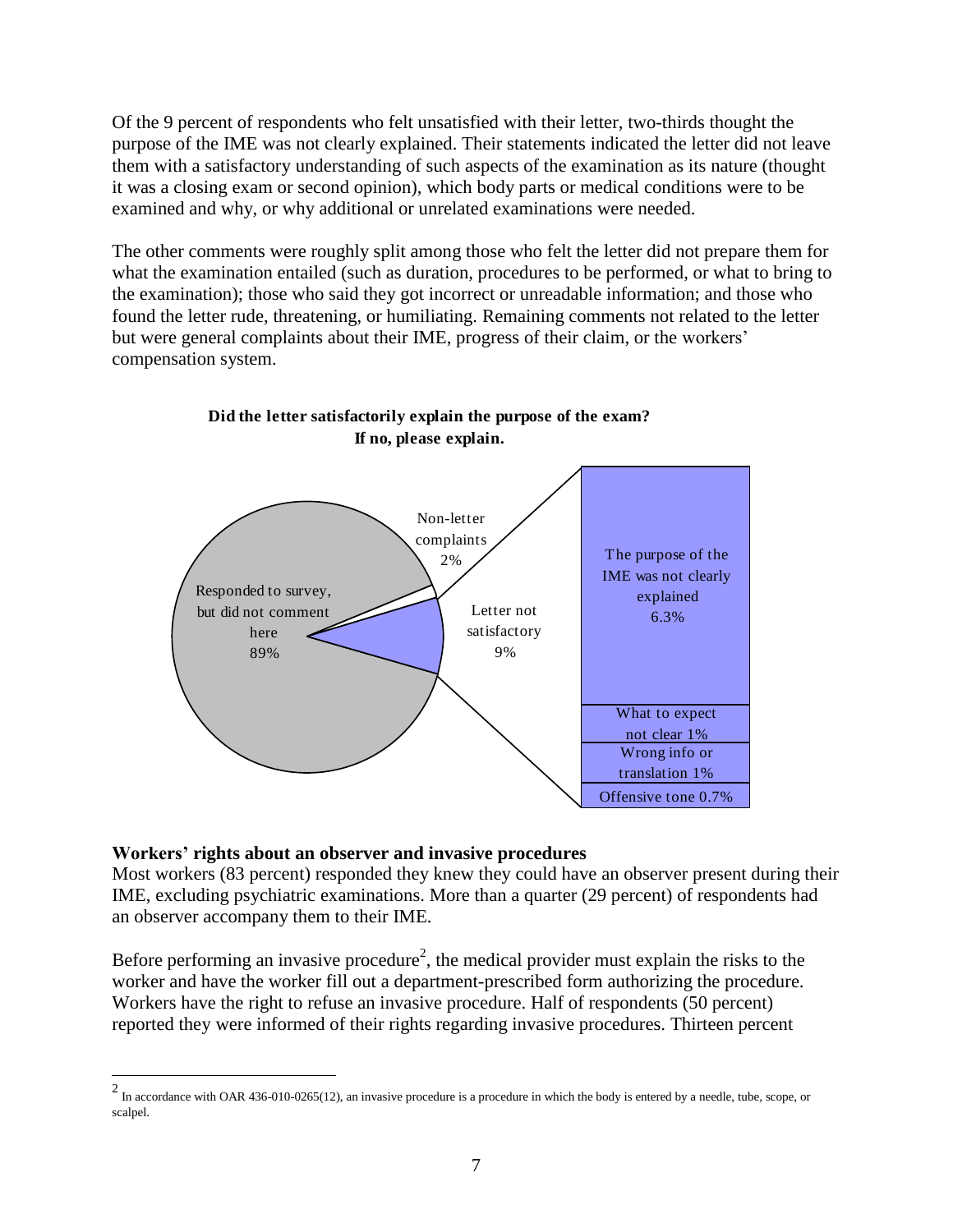Of the 9 percent of respondents who felt unsatisfied with their letter, two-thirds thought the purpose of the IME was not clearly explained. Their statements indicated the letter did not leave them with a satisfactory understanding of such aspects of the examination as its nature (thought it was a closing exam or second opinion), which body parts or medical conditions were to be examined and why, or why additional or unrelated examinations were needed.

The other comments were roughly split among those who felt the letter did not prepare them for what the examination entailed (such as duration, procedures to be performed, or what to bring to the examination); those who said they got incorrect or unreadable information; and those who found the letter rude, threatening, or humiliating. Remaining comments not related to the letter but were general complaints about their IME, progress of their claim, or the workers' compensation system.

**Did the letter satisfactorily explain the purpose of the exam? If no, please explain.**

Responded to survey, but did not comment here 89%

Non-letter complaints 2%

Letter not satisfactory 9%

The purpose of the IME was not clearly explained 6.3%

What to expect not clear 1%

Wrong info or translation 1%

Offensive tone 0.7%

### Workers' rights about an observer and invasive procedures

Most workers (83 percent) responded they knew they could have an observer present during their IME, excluding psychiatric examinations. More than a quarter (29 percent) of respondents had an observer accompany them to their IME.

Before performing an invasive procedure[2], the medical provider must explain the risks to the worker and have the worker fill out a department-prescribed form authorizing the procedure. Workers have the right to refuse an invasive procedure. Half of respondents (50 percent) reported they were informed of their rights regarding invasive procedures. Thirteen percent

[2] In accordance with OAR 436-010-0265(12), an invasive procedure is a procedure in which the body is entered by a needle, tube, scope, or scalpel.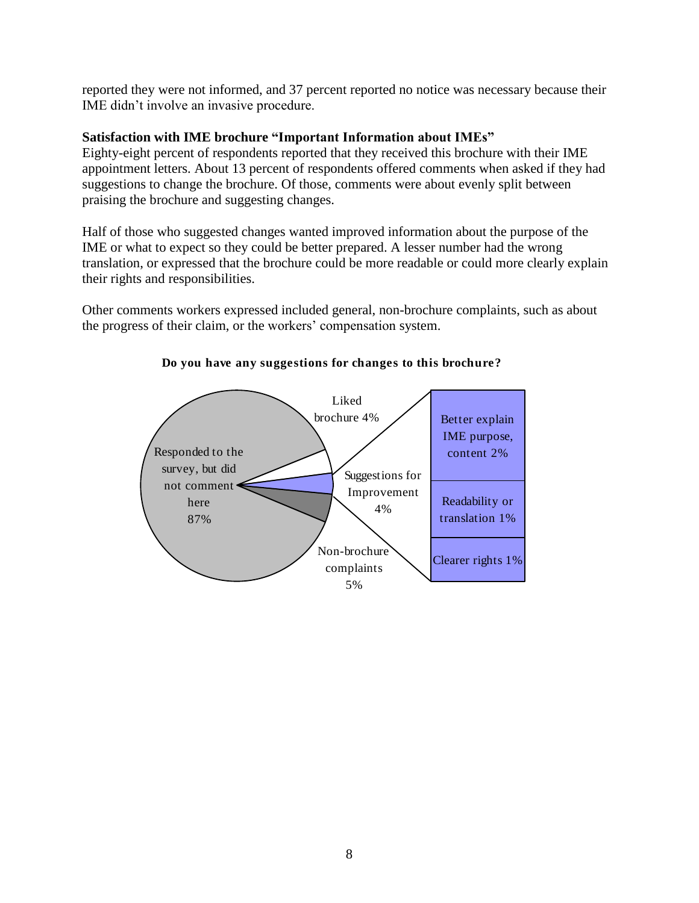reported they were not informed, and 37 percent reported no notice was necessary because their IME didn't involve an invasive procedure.

**Satisfaction with IME brochure "Important Information about IMEs"**

Eighty-eight percent of respondents reported that they received this brochure with their IME appointment letters. About 13 percent of respondents offered comments when asked if they had suggestions to change the brochure. Of those, comments were about evenly split between praising the brochure and suggesting changes.

Half of those who suggested changes wanted improved information about the purpose of the IME or what to expect so they could be better prepared. A lesser number had the wrong translation, or expressed that the brochure could be more readable or could more clearly explain their rights and responsibilities.

Other comments workers expressed included general, non-brochure complaints, such as about the progress of their claim, or the workers' compensation system.

**Do you have any suggestions for changes to this brochure?**

| Response | Percent |
|---|---|
| Responded to the survey, but did not comment here | 87% |
| Liked brochure | 4% |
| Suggestions for Improvement | 4% |
| Better explain IME purpose, content | 2% |
| Readability or translation | 1% |
| Clearer rights | 1% |
| Non-brochure complaints | 5% |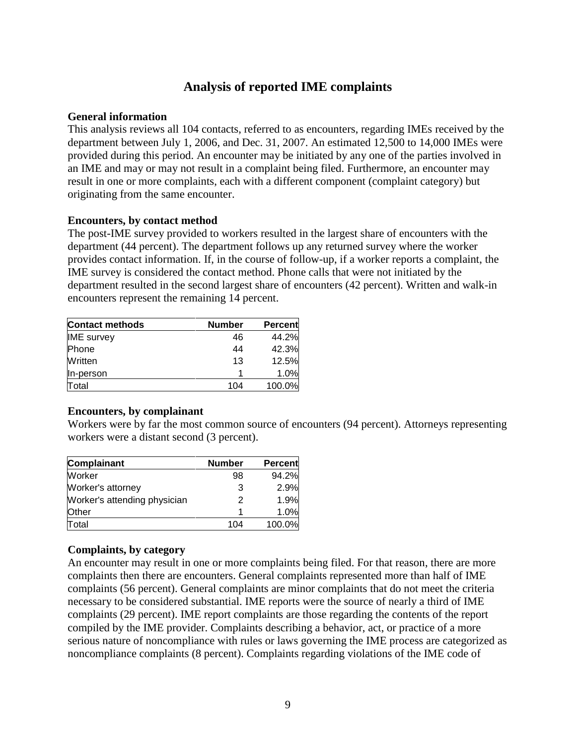## Analysis of reported IME complaints

**General information**

This analysis reviews all 104 contacts, referred to as encounters, regarding IMEs received by the department between July 1, 2006, and Dec. 31, 2007. An estimated 12,500 to 14,000 IMEs were provided during this period. An encounter may be initiated by any one of the parties involved in an IME and may or may not result in a complaint being filed. Furthermore, an encounter may result in one or more complaints, each with a different component (complaint category) but originating from the same encounter.

**Encounters, by contact method**

The post-IME survey provided to workers resulted in the largest share of encounters with the department (44 percent). The department follows up any returned survey where the worker provides contact information. If, in the course of follow-up, if a worker reports a complaint, the IME survey is considered the contact method. Phone calls that were not initiated by the department resulted in the second largest share of encounters (42 percent). Written and walk-in encounters represent the remaining 14 percent.

| Contact methods | Number | Percent |
|---|---|---|
| IME survey | 46 | 44.2% |
| Phone | 44 | 42.3% |
| Written | 13 | 12.5% |
| In-person | 1 | 1.0% |
| Total | 104 | 100.0% |

**Encounters, by complainant**

Workers were by far the most common source of encounters (94 percent). Attorneys representing workers were a distant second (3 percent).

| Complainant | Number | Percent |
|---|---|---|
| Worker | 98 | 94.2% |
| Worker's attorney | 3 | 2.9% |
| Worker's attending physician | 2 | 1.9% |
| Other | 1 | 1.0% |
| Total | 104 | 100.0% |

**Complaints, by category**

An encounter may result in one or more complaints being filed. For that reason, there are more complaints then there are encounters. General complaints represented more than half of IME complaints (56 percent). General complaints are minor complaints that do not meet the criteria necessary to be considered substantial. IME reports were the source of nearly a third of IME complaints (29 percent). IME report complaints are those regarding the contents of the report compiled by the IME provider. Complaints describing a behavior, act, or practice of a more serious nature of noncompliance with rules or laws governing the IME process are categorized as noncompliance complaints (8 percent). Complaints regarding violations of the IME code of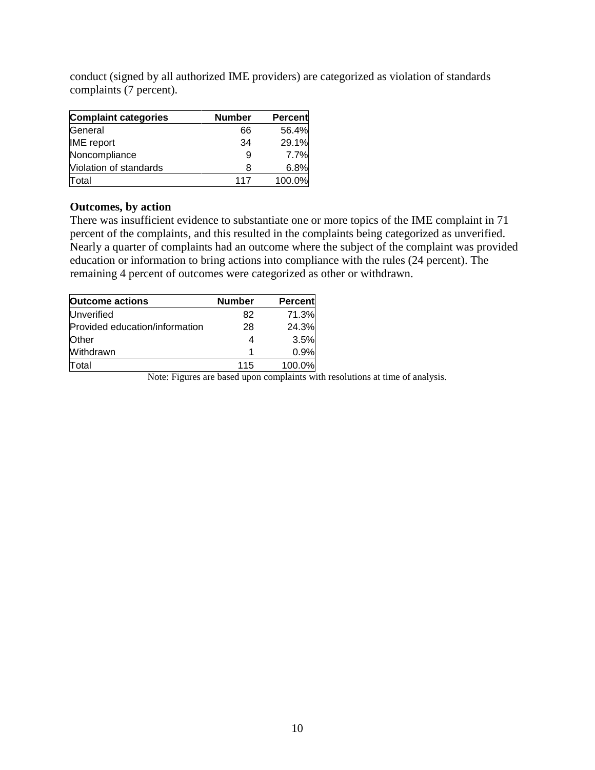conduct (signed by all authorized IME providers) are categorized as violation of standards complaints (7 percent).

| Complaint categories | Number | Percent |
|---|---|---|
| General | 66 | 56.4% |
| IME report | 34 | 29.1% |
| Noncompliance | 9 | 7.7% |
| Violation of standards | 8 | 6.8% |
| Total | 117 | 100.0% |

**Outcomes, by action**

There was insufficient evidence to substantiate one or more topics of the IME complaint in 71 percent of the complaints, and this resulted in the complaints being categorized as unverified. Nearly a quarter of complaints had an outcome where the subject of the complaint was provided education or information to bring actions into compliance with the rules (24 percent). The remaining 4 percent of outcomes were categorized as other or withdrawn.

| Outcome actions | Number | Percent |
|---|---|---|
| Unverified | 82 | 71.3% |
| Provided education/information | 28 | 24.3% |
| Other | 4 | 3.5% |
| Withdrawn | 1 | 0.9% |
| Total | 115 | 100.0% |

Note: Figures are based upon complaints with resolutions at time of analysis.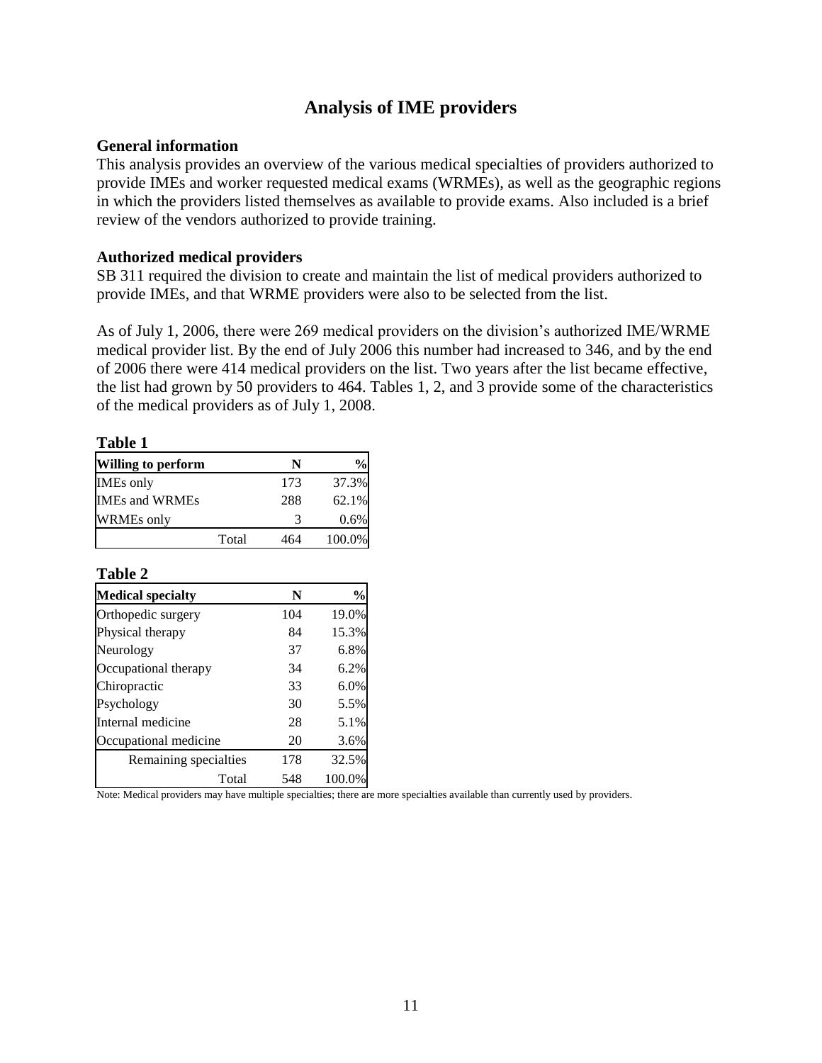# Analysis of IME providers

**General information**

This analysis provides an overview of the various medical specialties of providers authorized to provide IMEs and worker requested medical exams (WRMEs), as well as the geographic regions in which the providers listed themselves as available to provide exams. Also included is a brief review of the vendors authorized to provide training.

**Authorized medical providers**

SB 311 required the division to create and maintain the list of medical providers authorized to provide IMEs, and that WRME providers were also to be selected from the list.

As of July 1, 2006, there were 269 medical providers on the division's authorized IME/WRME medical provider list. By the end of July 2006 this number had increased to 346, and by the end of 2006 there were 414 medical providers on the list. Two years after the list became effective, the list had grown by 50 providers to 464. Tables 1, 2, and 3 provide some of the characteristics of the medical providers as of July 1, 2008.

**Table 1**

| Willing to perform | N | % |
|---|---|---|
| IMEs only | 173 | 37.3% |
| IMEs and WRMEs | 288 | 62.1% |
| WRMEs only | 3 | 0.6% |
| Total | 464 | 100.0% |

**Table 2**

| Medical specialty | N | % |
|---|---|---|
| Orthopedic surgery | 104 | 19.0% |
| Physical therapy | 84 | 15.3% |
| Neurology | 37 | 6.8% |
| Occupational therapy | 34 | 6.2% |
| Chiropractic | 33 | 6.0% |
| Psychology | 30 | 5.5% |
| Internal medicine | 28 | 5.1% |
| Occupational medicine | 20 | 3.6% |
| Remaining specialties | 178 | 32.5% |
| Total | 548 | 100.0% |

Note: Medical providers may have multiple specialties; there are more specialties available than currently used by providers.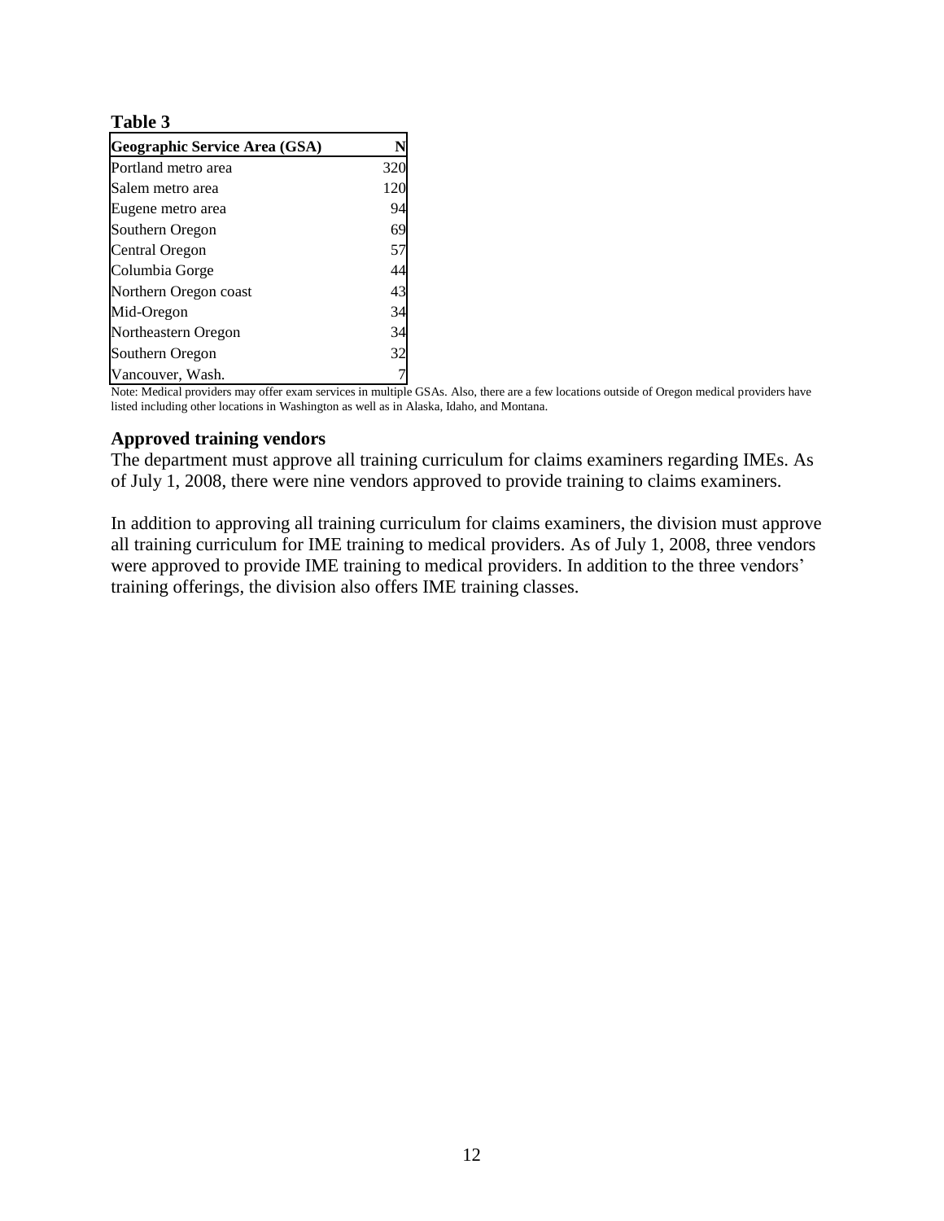**Table 3**

| Geographic Service Area (GSA) | N |
|---|---|
| Portland metro area | 320 |
| Salem metro area | 120 |
| Eugene metro area | 94 |
| Southern Oregon | 69 |
| Central Oregon | 57 |
| Columbia Gorge | 44 |
| Northern Oregon coast | 43 |
| Mid-Oregon | 34 |
| Northeastern Oregon | 34 |
| Southern Oregon | 32 |
| Vancouver, Wash. | 7 |

Note: Medical providers may offer exam services in multiple GSAs. Also, there are a few locations outside of Oregon medical providers have listed including other locations in Washington as well as in Alaska, Idaho, and Montana.

### Approved training vendors

The department must approve all training curriculum for claims examiners regarding IMEs. As of July 1, 2008, there were nine vendors approved to provide training to claims examiners.

In addition to approving all training curriculum for claims examiners, the division must approve all training curriculum for IME training to medical providers. As of July 1, 2008, three vendors were approved to provide IME training to medical providers. In addition to the three vendors' training offerings, the division also offers IME training classes.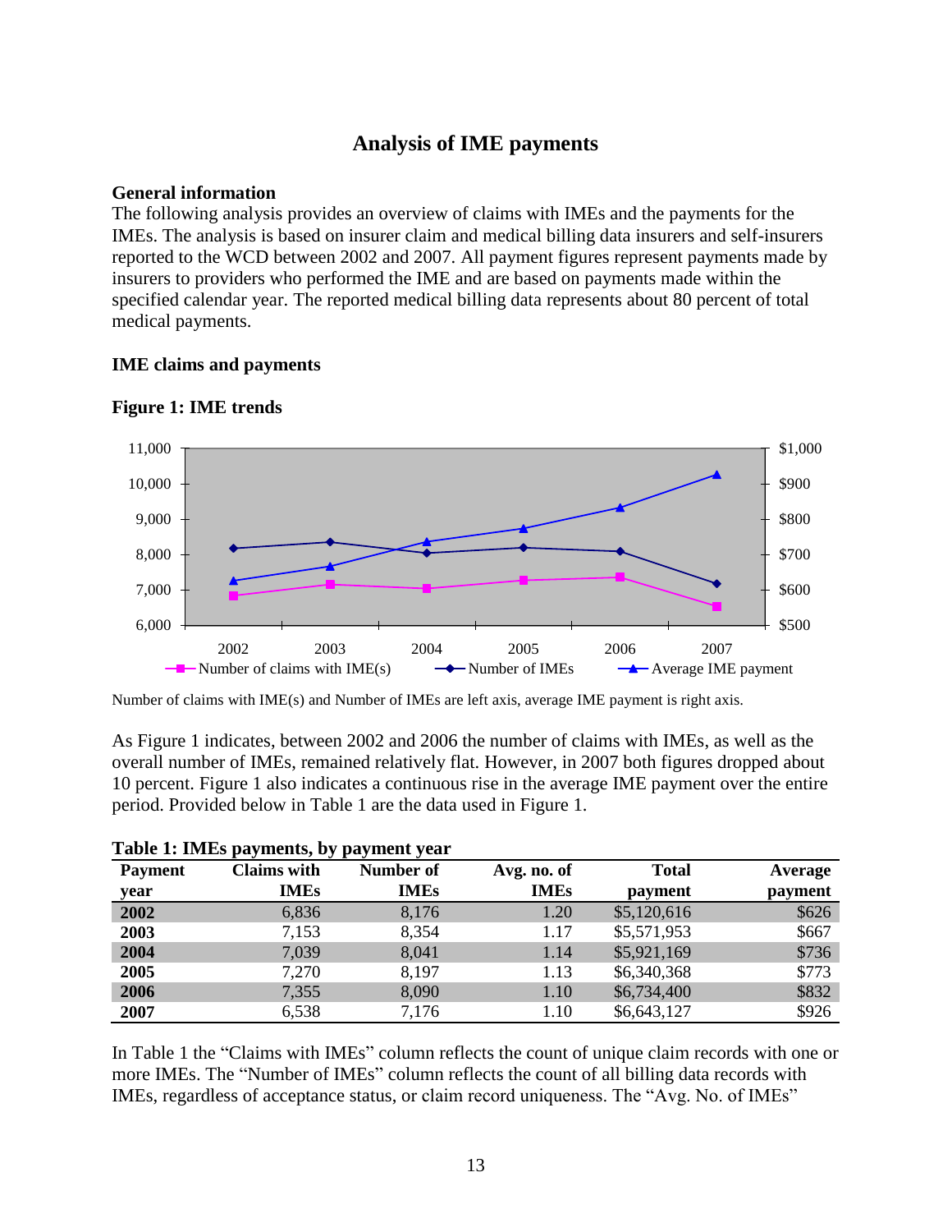## Analysis of IME payments

### General information

The following analysis provides an overview of claims with IMEs and the payments for the IMEs. The analysis is based on insurer claim and medical billing data insurers and self-insurers reported to the WCD between 2002 and 2007. All payment figures represent payments made by insurers to providers who performed the IME and are based on payments made within the specified calendar year. The reported medical billing data represents about 80 percent of total medical payments.

### IME claims and payments

**Figure 1: IME trends**

Number of claims with IME(s) and Number of IMEs are left axis, average IME payment is right axis.

As Figure 1 indicates, between 2002 and 2006 the number of claims with IMEs, as well as the overall number of IMEs, remained relatively flat. However, in 2007 both figures dropped about 10 percent. Figure 1 also indicates a continuous rise in the average IME payment over the entire period. Provided below in Table 1 are the data used in Figure 1.

**Table 1: IMEs payments, by payment year**

| Payment year | Claims with IMEs | Number of IMEs | Avg. no. of IMEs | Total payment | Average payment |
|---|---|---|---|---|---|
| **2002** | 6,836 | 8,176 | 1.20 | $5,120,616 | $626 |
| **2003** | 7,153 | 8,354 | 1.17 | $5,571,953 | $667 |
| **2004** | 7,039 | 8,041 | 1.14 | $5,921,169 | $736 |
| **2005** | 7,270 | 8,197 | 1.13 | $6,340,368 | $773 |
| **2006** | 7,355 | 8,090 | 1.10 | $6,734,400 | $832 |
| **2007** | 6,538 | 7,176 | 1.10 | $6,643,127 | $926 |

In Table 1 the "Claims with IMEs" column reflects the count of unique claim records with one or more IMEs. The "Number of IMEs" column reflects the count of all billing data records with IMEs, regardless of acceptance status, or claim record uniqueness. The "Avg. No. of IMEs"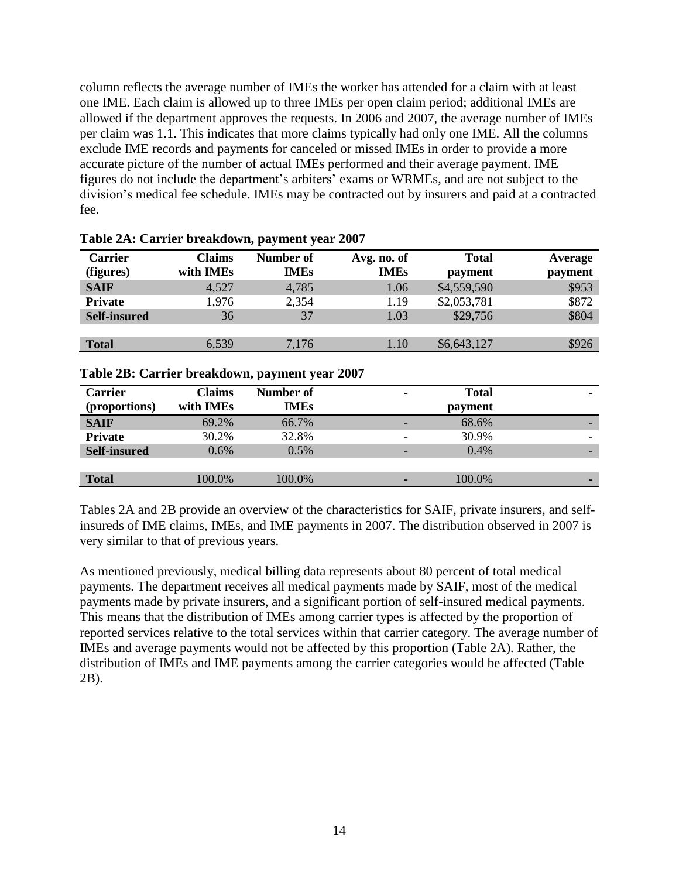column reflects the average number of IMEs the worker has attended for a claim with at least one IME. Each claim is allowed up to three IMEs per open claim period; additional IMEs are allowed if the department approves the requests. In 2006 and 2007, the average number of IMEs per claim was 1.1. This indicates that more claims typically had only one IME. All the columns exclude IME records and payments for canceled or missed IMEs in order to provide a more accurate picture of the number of actual IMEs performed and their average payment. IME figures do not include the department's arbiters' exams or WRMEs, and are not subject to the division's medical fee schedule. IMEs may be contracted out by insurers and paid at a contracted fee.

**Table 2A: Carrier breakdown, payment year 2007**

| Carrier (figures) | Claims with IMEs | Number of IMEs | Avg. no. of IMEs | Total payment | Average payment |
|---|---|---|---|---|---|
| **SAIF** | 4,527 | 4,785 | 1.06 | $4,559,590 | $953 |
| **Private** | 1,976 | 2,354 | 1.19 | $2,053,781 | $872 |
| **Self-insured** | 36 | 37 | 1.03 | $29,756 | $804 |
| | | | | | |
| **Total** | 6,539 | 7,176 | 1.10 | $6,643,127 | $926 |

**Table 2B: Carrier breakdown, payment year 2007**

| Carrier (proportions) | Claims with IMEs | Number of IMEs | - | Total payment | - |
|---|---|---|---|---|---|
| **SAIF** | 69.2% | 66.7% | - | 68.6% | - |
| **Private** | 30.2% | 32.8% | - | 30.9% | - |
| **Self-insured** | 0.6% | 0.5% | - | 0.4% | - |
| | | | | | |
| **Total** | 100.0% | 100.0% | - | 100.0% | - |

Tables 2A and 2B provide an overview of the characteristics for SAIF, private insurers, and self-insureds of IME claims, IMEs, and IME payments in 2007. The distribution observed in 2007 is very similar to that of previous years.

As mentioned previously, medical billing data represents about 80 percent of total medical payments. The department receives all medical payments made by SAIF, most of the medical payments made by private insurers, and a significant portion of self-insured medical payments. This means that the distribution of IMEs among carrier types is affected by the proportion of reported services relative to the total services within that carrier category. The average number of IMEs and average payments would not be affected by this proportion (Table 2A). Rather, the distribution of IMEs and IME payments among the carrier categories would be affected (Table 2B).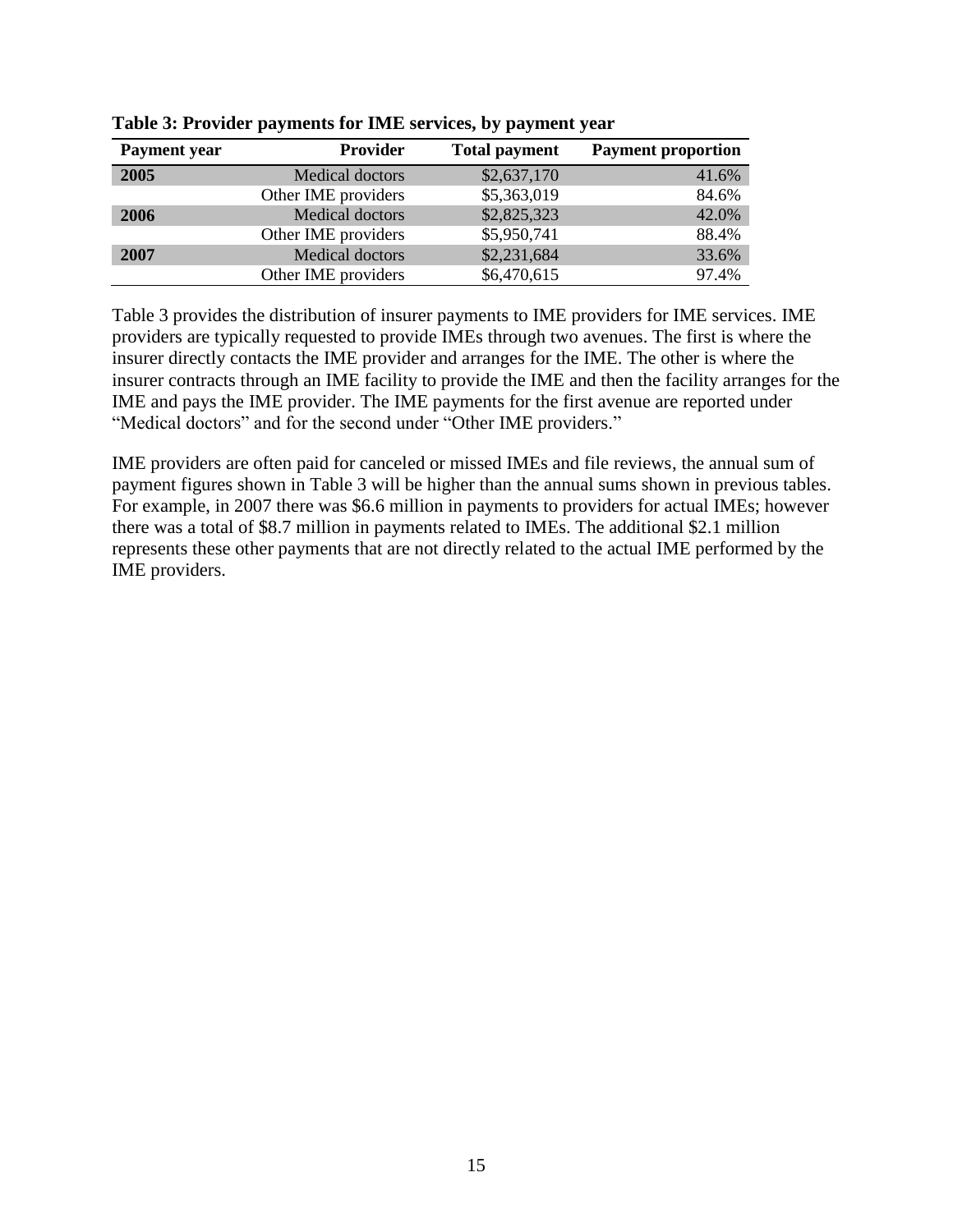**Table 3: Provider payments for IME services, by payment year**

| Payment year | Provider | Total payment | Payment proportion |
|---|---|---|---|
| **2005** | Medical doctors | $2,637,170 | 41.6% |
| | Other IME providers | $5,363,019 | 84.6% |
| **2006** | Medical doctors | $2,825,323 | 42.0% |
| | Other IME providers | $5,950,741 | 88.4% |
| **2007** | Medical doctors | $2,231,684 | 33.6% |
| | Other IME providers | $6,470,615 | 97.4% |

Table 3 provides the distribution of insurer payments to IME providers for IME services. IME providers are typically requested to provide IMEs through two avenues. The first is where the insurer directly contacts the IME provider and arranges for the IME. The other is where the insurer contracts through an IME facility to provide the IME and then the facility arranges for the IME and pays the IME provider. The IME payments for the first avenue are reported under "Medical doctors" and for the second under "Other IME providers."

IME providers are often paid for canceled or missed IMEs and file reviews, the annual sum of payment figures shown in Table 3 will be higher than the annual sums shown in previous tables. For example, in 2007 there was $6.6 million in payments to providers for actual IMEs; however there was a total of $8.7 million in payments related to IMEs. The additional $2.1 million represents these other payments that are not directly related to the actual IME performed by the IME providers.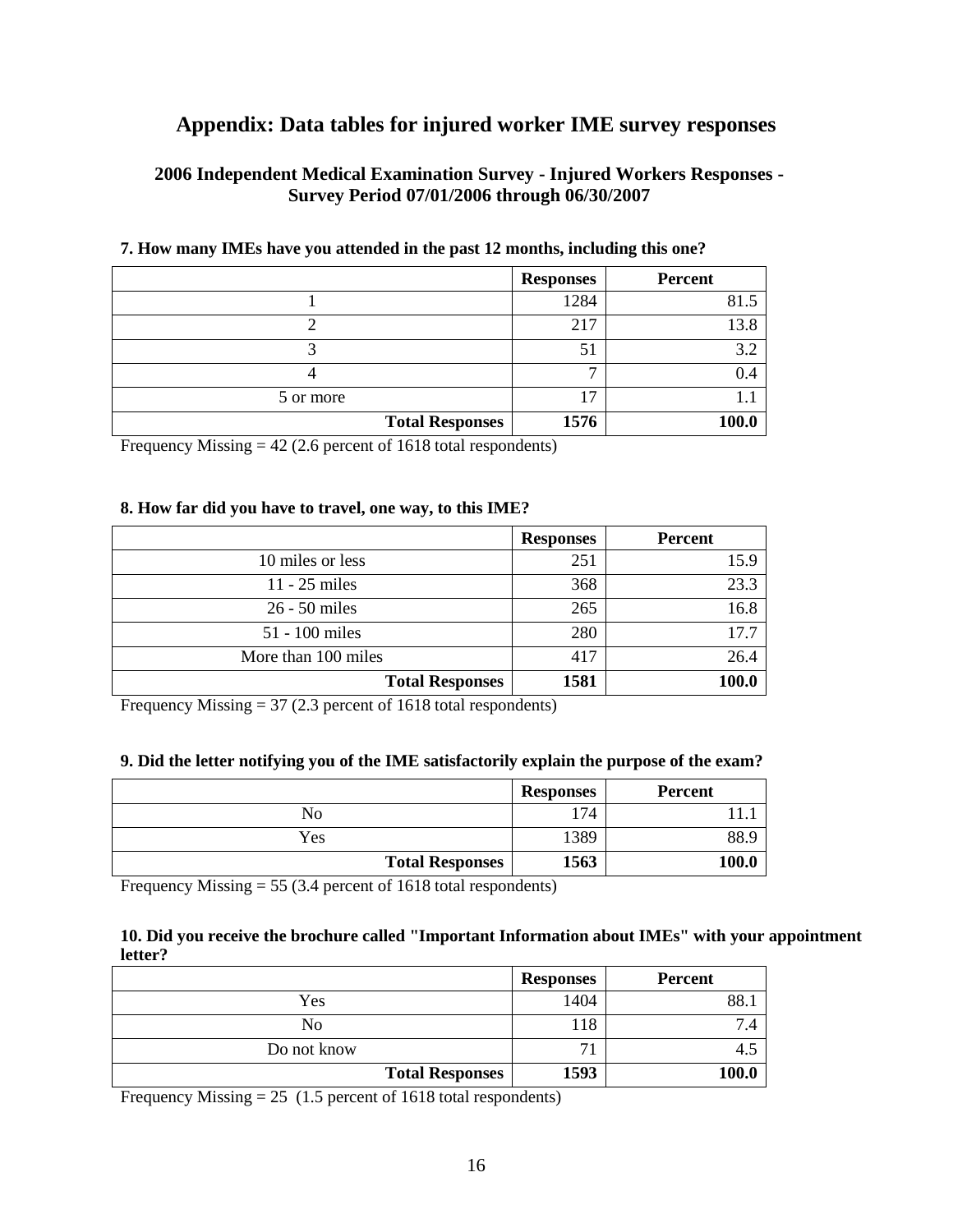# Appendix: Data tables for injured worker IME survey responses

### 2006 Independent Medical Examination Survey - Injured Workers Responses - Survey Period 07/01/2006 through 06/30/2007

**7. How many IMEs have you attended in the past 12 months, including this one?**

| | Responses | Percent |
|---|---|---|
| 1 | 1284 | 81.5 |
| 2 | 217 | 13.8 |
| 3 | 51 | 3.2 |
| 4 | 7 | 0.4 |
| 5 or more | 17 | 1.1 |
| **Total Responses** | **1576** | **100.0** |

Frequency Missing = 42 (2.6 percent of 1618 total respondents)

**8. How far did you have to travel, one way, to this IME?**

| | Responses | Percent |
|---|---|---|
| 10 miles or less | 251 | 15.9 |
| 11 - 25 miles | 368 | 23.3 |
| 26 - 50 miles | 265 | 16.8 |
| 51 - 100 miles | 280 | 17.7 |
| More than 100 miles | 417 | 26.4 |
| **Total Responses** | **1581** | **100.0** |

Frequency Missing = 37 (2.3 percent of 1618 total respondents)

**9. Did the letter notifying you of the IME satisfactorily explain the purpose of the exam?**

| | Responses | Percent |
|---|---|---|
| No | 174 | 11.1 |
| Yes | 1389 | 88.9 |
| **Total Responses** | **1563** | **100.0** |

Frequency Missing = 55 (3.4 percent of 1618 total respondents)

**10. Did you receive the brochure called "Important Information about IMEs" with your appointment letter?**

| | Responses | Percent |
|---|---|---|
| Yes | 1404 | 88.1 |
| No | 118 | 7.4 |
| Do not know | 71 | 4.5 |
| **Total Responses** | **1593** | **100.0** |

Frequency Missing = 25 (1.5 percent of 1618 total respondents)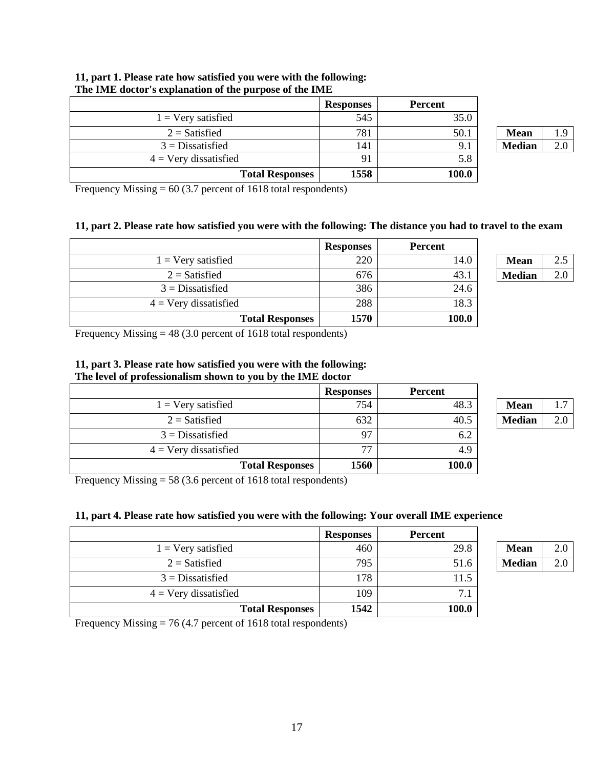**11, part 1. Please rate how satisfied you were with the following: The IME doctor's explanation of the purpose of the IME**

| | Responses | Percent |
|---|---|---|
| 1 = Very satisfied | 545 | 35.0 |
| 2 = Satisfied | 781 | 50.1 |
| 3 = Dissatisfied | 141 | 9.1 |
| 4 = Very dissatisfied | 91 | 5.8 |
| **Total Responses** | **1558** | **100.0** |

| | |
|---|---|
| **Mean** | 1.9 |
| **Median** | 2.0 |

Frequency Missing = 60 (3.7 percent of 1618 total respondents)

**11, part 2. Please rate how satisfied you were with the following: The distance you had to travel to the exam**

| | Responses | Percent |
|---|---|---|
| 1 = Very satisfied | 220 | 14.0 |
| 2 = Satisfied | 676 | 43.1 |
| 3 = Dissatisfied | 386 | 24.6 |
| 4 = Very dissatisfied | 288 | 18.3 |
| **Total Responses** | **1570** | **100.0** |

| | |
|---|---|
| **Mean** | 2.5 |
| **Median** | 2.0 |

Frequency Missing = 48 (3.0 percent of 1618 total respondents)

**11, part 3. Please rate how satisfied you were with the following: The level of professionalism shown to you by the IME doctor**

| | Responses | Percent |
|---|---|---|
| 1 = Very satisfied | 754 | 48.3 |
| 2 = Satisfied | 632 | 40.5 |
| 3 = Dissatisfied | 97 | 6.2 |
| 4 = Very dissatisfied | 77 | 4.9 |
| **Total Responses** | **1560** | **100.0** |

| | |
|---|---|
| **Mean** | 1.7 |
| **Median** | 2.0 |

Frequency Missing = 58 (3.6 percent of 1618 total respondents)

**11, part 4. Please rate how satisfied you were with the following: Your overall IME experience**

| | Responses | Percent |
|---|---|---|
| 1 = Very satisfied | 460 | 29.8 |
| 2 = Satisfied | 795 | 51.6 |
| 3 = Dissatisfied | 178 | 11.5 |
| 4 = Very dissatisfied | 109 | 7.1 |
| **Total Responses** | **1542** | **100.0** |

| | |
|---|---|
| **Mean** | 2.0 |
| **Median** | 2.0 |

Frequency Missing = 76 (4.7 percent of 1618 total respondents)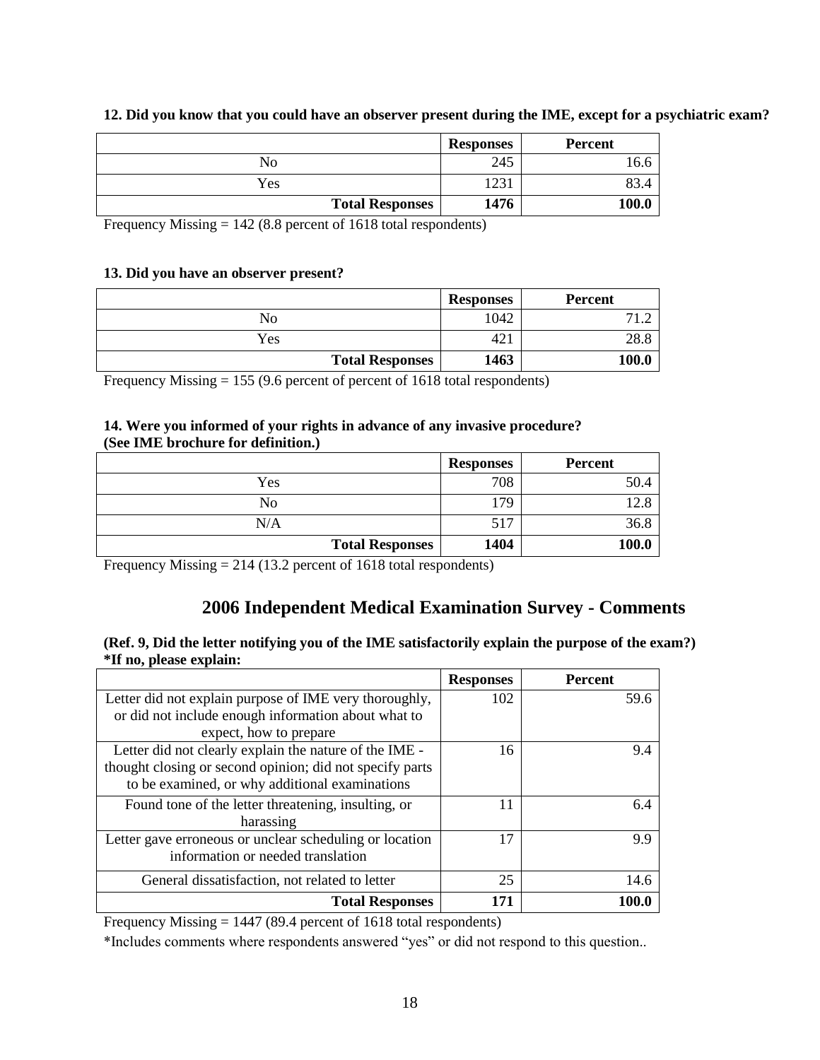**12. Did you know that you could have an observer present during the IME, except for a psychiatric exam?**

| | Responses | Percent |
|---|---|---|
| No | 245 | 16.6 |
| Yes | 1231 | 83.4 |
| **Total Responses** | **1476** | **100.0** |

Frequency Missing = 142 (8.8 percent of 1618 total respondents)

**13. Did you have an observer present?**

| | Responses | Percent |
|---|---|---|
| No | 1042 | 71.2 |
| Yes | 421 | 28.8 |
| **Total Responses** | **1463** | **100.0** |

Frequency Missing = 155 (9.6 percent of percent of 1618 total respondents)

**14. Were you informed of your rights in advance of any invasive procedure? (See IME brochure for definition.)**

| | Responses | Percent |
|---|---|---|
| Yes | 708 | 50.4 |
| No | 179 | 12.8 |
| N/A | 517 | 36.8 |
| **Total Responses** | **1404** | **100.0** |

Frequency Missing = 214 (13.2 percent of 1618 total respondents)

## 2006 Independent Medical Examination Survey - Comments

**(Ref. 9, Did the letter notifying you of the IME satisfactorily explain the purpose of the exam?) *If no, please explain:**

| | Responses | Percent |
|---|---|---|
| Letter did not explain purpose of IME very thoroughly, or did not include enough information about what to expect, how to prepare | 102 | 59.6 |
| Letter did not clearly explain the nature of the IME - thought closing or second opinion; did not specify parts to be examined, or why additional examinations | 16 | 9.4 |
| Found tone of the letter threatening, insulting, or harassing | 11 | 6.4 |
| Letter gave erroneous or unclear scheduling or location information or needed translation | 17 | 9.9 |
| General dissatisfaction, not related to letter | 25 | 14.6 |
| **Total Responses** | **171** | **100.0** |

Frequency Missing = 1447 (89.4 percent of 1618 total respondents)

*Includes comments where respondents answered "yes" or did not respond to this question..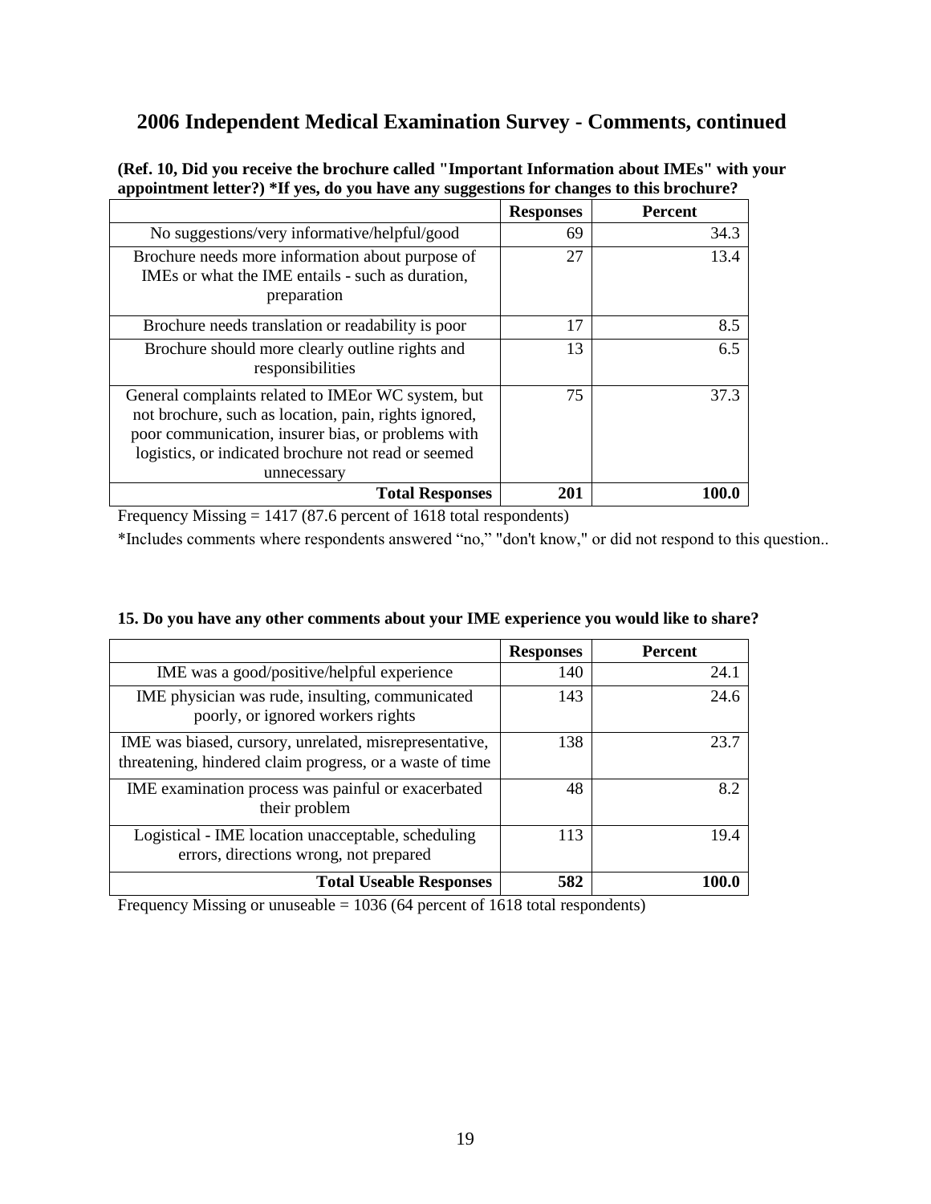## 2006 Independent Medical Examination Survey - Comments, continued

**(Ref. 10, Did you receive the brochure called "Important Information about IMEs" with your appointment letter?) *If yes, do you have any suggestions for changes to this brochure?**

| | Responses | Percent |
|---|---|---|
| No suggestions/very informative/helpful/good | 69 | 34.3 |
| Brochure needs more information about purpose of IMEs or what the IME entails - such as duration, preparation | 27 | 13.4 |
| Brochure needs translation or readability is poor | 17 | 8.5 |
| Brochure should more clearly outline rights and responsibilities | 13 | 6.5 |
| General complaints related to IMEor WC system, but not brochure, such as location, pain, rights ignored, poor communication, insurer bias, or problems with logistics, or indicated brochure not read or seemed unnecessary | 75 | 37.3 |
| **Total Responses** | **201** | **100.0** |

Frequency Missing = 1417 (87.6 percent of 1618 total respondents)

*Includes comments where respondents answered "no," "don't know," or did not respond to this question..

**15. Do you have any other comments about your IME experience you would like to share?**

| | Responses | Percent |
|---|---|---|
| IME was a good/positive/helpful experience | 140 | 24.1 |
| IME physician was rude, insulting, communicated poorly, or ignored workers rights | 143 | 24.6 |
| IME was biased, cursory, unrelated, misrepresentative, threatening, hindered claim progress, or a waste of time | 138 | 23.7 |
| IME examination process was painful or exacerbated their problem | 48 | 8.2 |
| Logistical - IME location unacceptable, scheduling errors, directions wrong, not prepared | 113 | 19.4 |
| **Total Useable Responses** | **582** | **100.0** |

Frequency Missing or unuseable = 1036 (64 percent of 1618 total respondents)